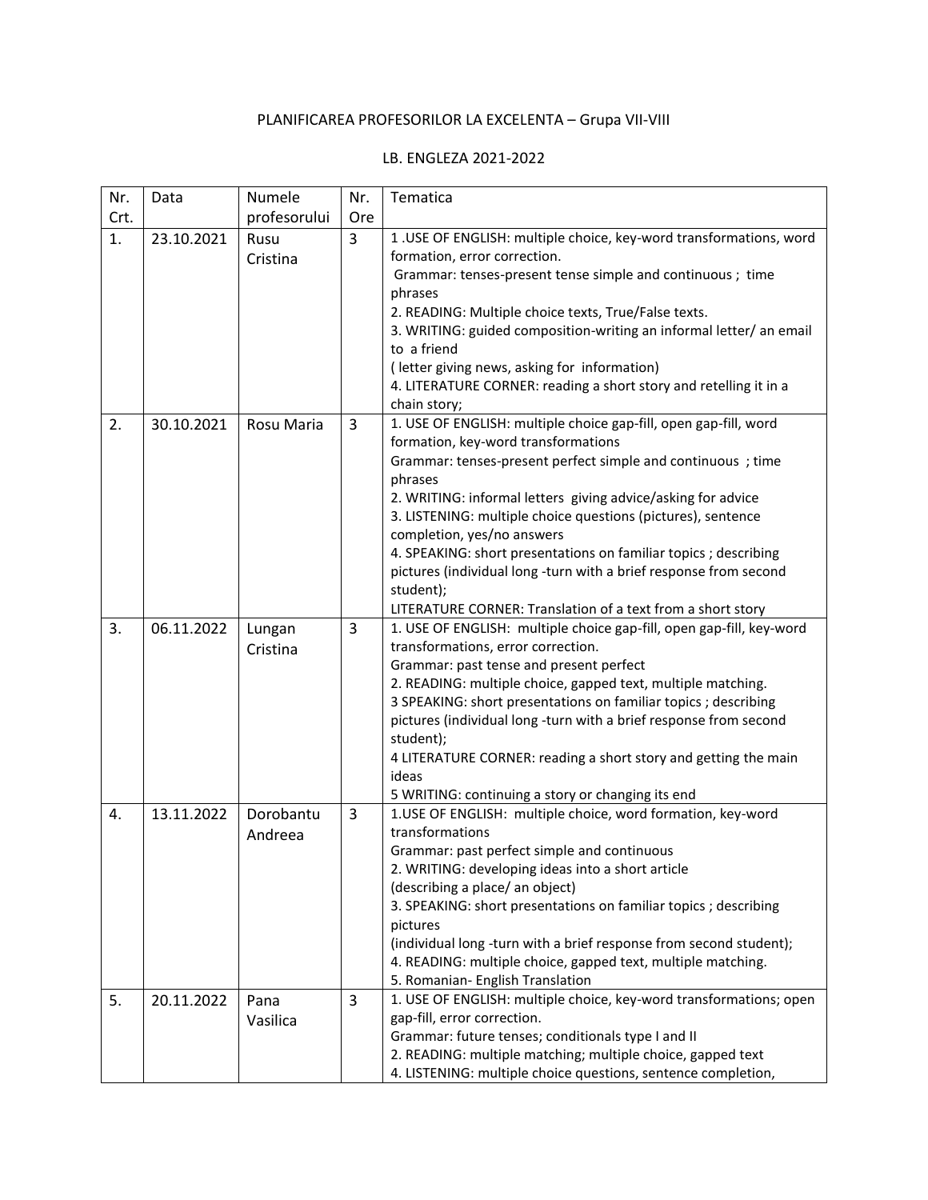PLANIFICAREA PROFESORILOR LA EXCELENTA – Grupa VII-VIII

LB. ENGLEZA 2021-2022

| Nr. Crt. | Data | Numele profesorului | Nr. Ore | Tematica |
|---|---|---|---|---|
| 1. | 23.10.2021 | Rusu Cristina | 3 | 1 .USE OF ENGLISH: multiple choice, key-word transformations, word formation, error correction.<br>Grammar: tenses-present tense simple and continuous ; time phrases<br>2. READING: Multiple choice texts, True/False texts.<br>3. WRITING: guided composition-writing an informal letter/ an email to a friend<br>( letter giving news, asking for information)<br>4. LITERATURE CORNER: reading a short story and retelling it in a chain story; |
| 2. | 30.10.2021 | Rosu Maria | 3 | 1. USE OF ENGLISH: multiple choice gap-fill, open gap-fill, word formation, key-word transformations<br>Grammar: tenses-present perfect simple and continuous ; time phrases<br>2. WRITING: informal letters giving advice/asking for advice<br>3. LISTENING: multiple choice questions (pictures), sentence completion, yes/no answers<br>4. SPEAKING: short presentations on familiar topics ; describing pictures (individual long -turn with a brief response from second student);<br>LITERATURE CORNER: Translation of a text from a short story |
| 3. | 06.11.2022 | Lungan Cristina | 3 | 1. USE OF ENGLISH: multiple choice gap-fill, open gap-fill, key-word transformations, error correction.<br>Grammar: past tense and present perfect<br>2. READING: multiple choice, gapped text, multiple matching.<br>3 SPEAKING: short presentations on familiar topics ; describing pictures (individual long -turn with a brief response from second student);<br>4 LITERATURE CORNER: reading a short story and getting the main ideas<br>5 WRITING: continuing a story or changing its end |
| 4. | 13.11.2022 | Dorobantu Andreea | 3 | 1.USE OF ENGLISH: multiple choice, word formation, key-word transformations<br>Grammar: past perfect simple and continuous<br>2. WRITING: developing ideas into a short article<br>(describing a place/ an object)<br>3. SPEAKING: short presentations on familiar topics ; describing pictures<br>(individual long -turn with a brief response from second student);<br>4. READING: multiple choice, gapped text, multiple matching.<br>5. Romanian- English Translation |
| 5. | 20.11.2022 | Pana Vasilica | 3 | 1. USE OF ENGLISH: multiple choice, key-word transformations; open gap-fill, error correction.<br>Grammar: future tenses; conditionals type I and II<br>2. READING: multiple matching; multiple choice, gapped text<br>4. LISTENING: multiple choice questions, sentence completion, |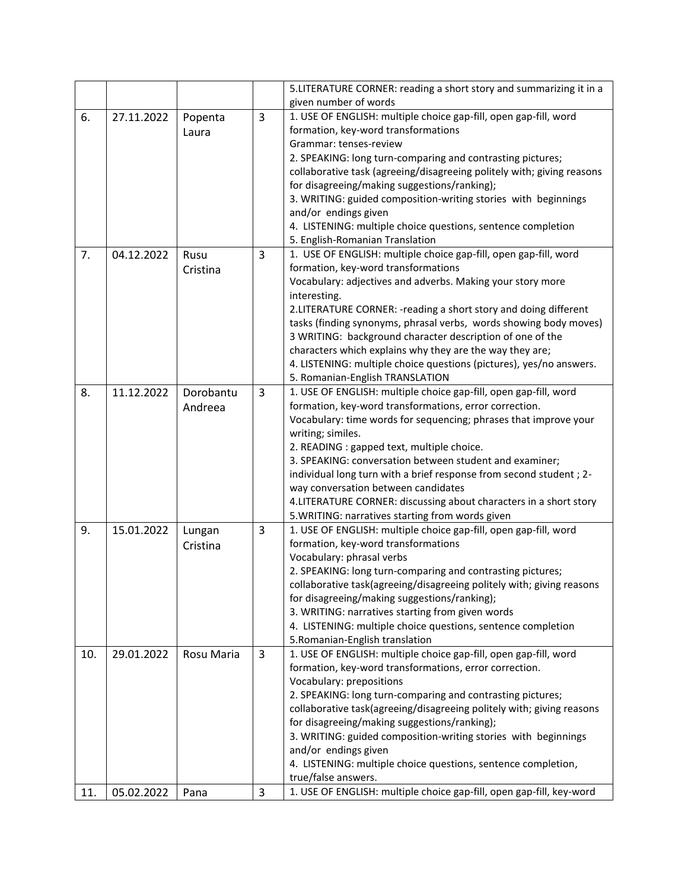|  |  |  |  | 5.LITERATURE CORNER: reading a short story and summarizing it in a given number of words |
|---|---|---|---|---|
| 6. | 27.11.2022 | Popenta Laura | 3 | 1. USE OF ENGLISH: multiple choice gap-fill, open gap-fill, word formation, key-word transformations<br>Grammar: tenses-review<br>2. SPEAKING: long turn-comparing and contrasting pictures; collaborative task (agreeing/disagreeing politely with; giving reasons for disagreeing/making suggestions/ranking);<br>3. WRITING: guided composition-writing stories with beginnings and/or endings given<br>4. LISTENING: multiple choice questions, sentence completion<br>5. English-Romanian Translation |
| 7. | 04.12.2022 | Rusu Cristina | 3 | 1. USE OF ENGLISH: multiple choice gap-fill, open gap-fill, word formation, key-word transformations<br>Vocabulary: adjectives and adverbs. Making your story more interesting.<br>2.LITERATURE CORNER: -reading a short story and doing different tasks (finding synonyms, phrasal verbs, words showing body moves)<br>3 WRITING: background character description of one of the characters which explains why they are the way they are;<br>4. LISTENING: multiple choice questions (pictures), yes/no answers.<br>5. Romanian-English TRANSLATION |
| 8. | 11.12.2022 | Dorobantu Andreea | 3 | 1. USE OF ENGLISH: multiple choice gap-fill, open gap-fill, word formation, key-word transformations, error correction.<br>Vocabulary: time words for sequencing; phrases that improve your writing; similes.<br>2. READING : gapped text, multiple choice.<br>3. SPEAKING: conversation between student and examiner; individual long turn with a brief response from second student ; 2-way conversation between candidates<br>4.LITERATURE CORNER: discussing about characters in a short story<br>5.WRITING: narratives starting from words given |
| 9. | 15.01.2022 | Lungan Cristina | 3 | 1. USE OF ENGLISH: multiple choice gap-fill, open gap-fill, word formation, key-word transformations<br>Vocabulary: phrasal verbs<br>2. SPEAKING: long turn-comparing and contrasting pictures; collaborative task(agreeing/disagreeing politely with; giving reasons for disagreeing/making suggestions/ranking);<br>3. WRITING: narratives starting from given words<br>4. LISTENING: multiple choice questions, sentence completion<br>5.Romanian-English translation |
| 10. | 29.01.2022 | Rosu Maria | 3 | 1. USE OF ENGLISH: multiple choice gap-fill, open gap-fill, word formation, key-word transformations, error correction.<br>Vocabulary: prepositions<br>2. SPEAKING: long turn-comparing and contrasting pictures; collaborative task(agreeing/disagreeing politely with; giving reasons for disagreeing/making suggestions/ranking);<br>3. WRITING: guided composition-writing stories with beginnings and/or endings given<br>4. LISTENING: multiple choice questions, sentence completion, true/false answers. |
| 11. | 05.02.2022 | Pana | 3 | 1. USE OF ENGLISH: multiple choice gap-fill, open gap-fill, key-word |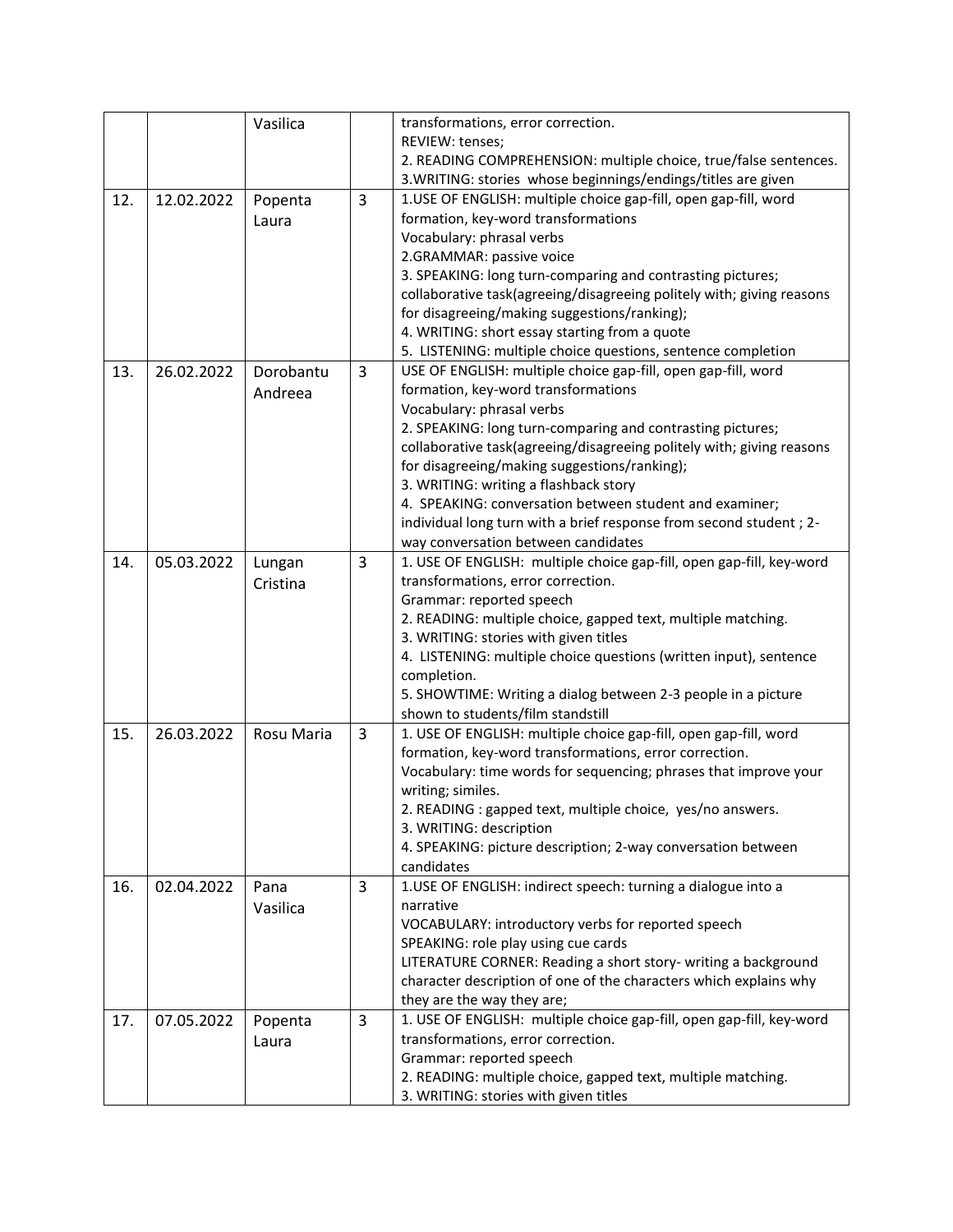| | | | | |
|---|---|---|---|---|
| | | Vasilica | | transformations, error correction.<br>REVIEW: tenses;<br>2. READING COMPREHENSION: multiple choice, true/false sentences.<br>3.WRITING: stories whose beginnings/endings/titles are given |
| 12. | 12.02.2022 | Popenta Laura | 3 | 1.USE OF ENGLISH: multiple choice gap-fill, open gap-fill, word formation, key-word transformations<br>Vocabulary: phrasal verbs<br>2.GRAMMAR: passive voice<br>3. SPEAKING: long turn-comparing and contrasting pictures; collaborative task(agreeing/disagreeing politely with; giving reasons for disagreeing/making suggestions/ranking);<br>4. WRITING: short essay starting from a quote<br>5. LISTENING: multiple choice questions, sentence completion |
| 13. | 26.02.2022 | Dorobantu Andreea | 3 | USE OF ENGLISH: multiple choice gap-fill, open gap-fill, word formation, key-word transformations<br>Vocabulary: phrasal verbs<br>2. SPEAKING: long turn-comparing and contrasting pictures; collaborative task(agreeing/disagreeing politely with; giving reasons for disagreeing/making suggestions/ranking);<br>3. WRITING: writing a flashback story<br>4. SPEAKING: conversation between student and examiner; individual long turn with a brief response from second student ; 2-way conversation between candidates |
| 14. | 05.03.2022 | Lungan Cristina | 3 | 1. USE OF ENGLISH: multiple choice gap-fill, open gap-fill, key-word transformations, error correction.<br>Grammar: reported speech<br>2. READING: multiple choice, gapped text, multiple matching.<br>3. WRITING: stories with given titles<br>4. LISTENING: multiple choice questions (written input), sentence completion.<br>5. SHOWTIME: Writing a dialog between 2-3 people in a picture shown to students/film standstill |
| 15. | 26.03.2022 | Rosu Maria | 3 | 1. USE OF ENGLISH: multiple choice gap-fill, open gap-fill, word formation, key-word transformations, error correction.<br>Vocabulary: time words for sequencing; phrases that improve your writing; similes.<br>2. READING : gapped text, multiple choice, yes/no answers.<br>3. WRITING: description<br>4. SPEAKING: picture description; 2-way conversation between candidates |
| 16. | 02.04.2022 | Pana Vasilica | 3 | 1.USE OF ENGLISH: indirect speech: turning a dialogue into a narrative<br>VOCABULARY: introductory verbs for reported speech<br>SPEAKING: role play using cue cards<br>LITERATURE CORNER: Reading a short story- writing a background character description of one of the characters which explains why they are the way they are; |
| 17. | 07.05.2022 | Popenta Laura | 3 | 1. USE OF ENGLISH: multiple choice gap-fill, open gap-fill, key-word transformations, error correction.<br>Grammar: reported speech<br>2. READING: multiple choice, gapped text, multiple matching.<br>3. WRITING: stories with given titles |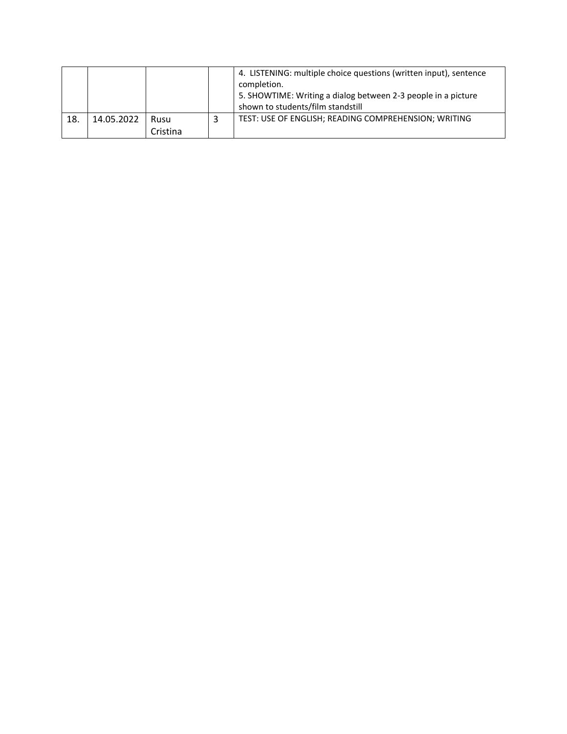| | | | | |
|---|---|---|---|---|
| | | | | 4. LISTENING: multiple choice questions (written input), sentence completion.<br>5. SHOWTIME: Writing a dialog between 2-3 people in a picture shown to students/film standstill |
| 18. | 14.05.2022 | Rusu Cristina | 3 | TEST: USE OF ENGLISH; READING COMPREHENSION; WRITING |